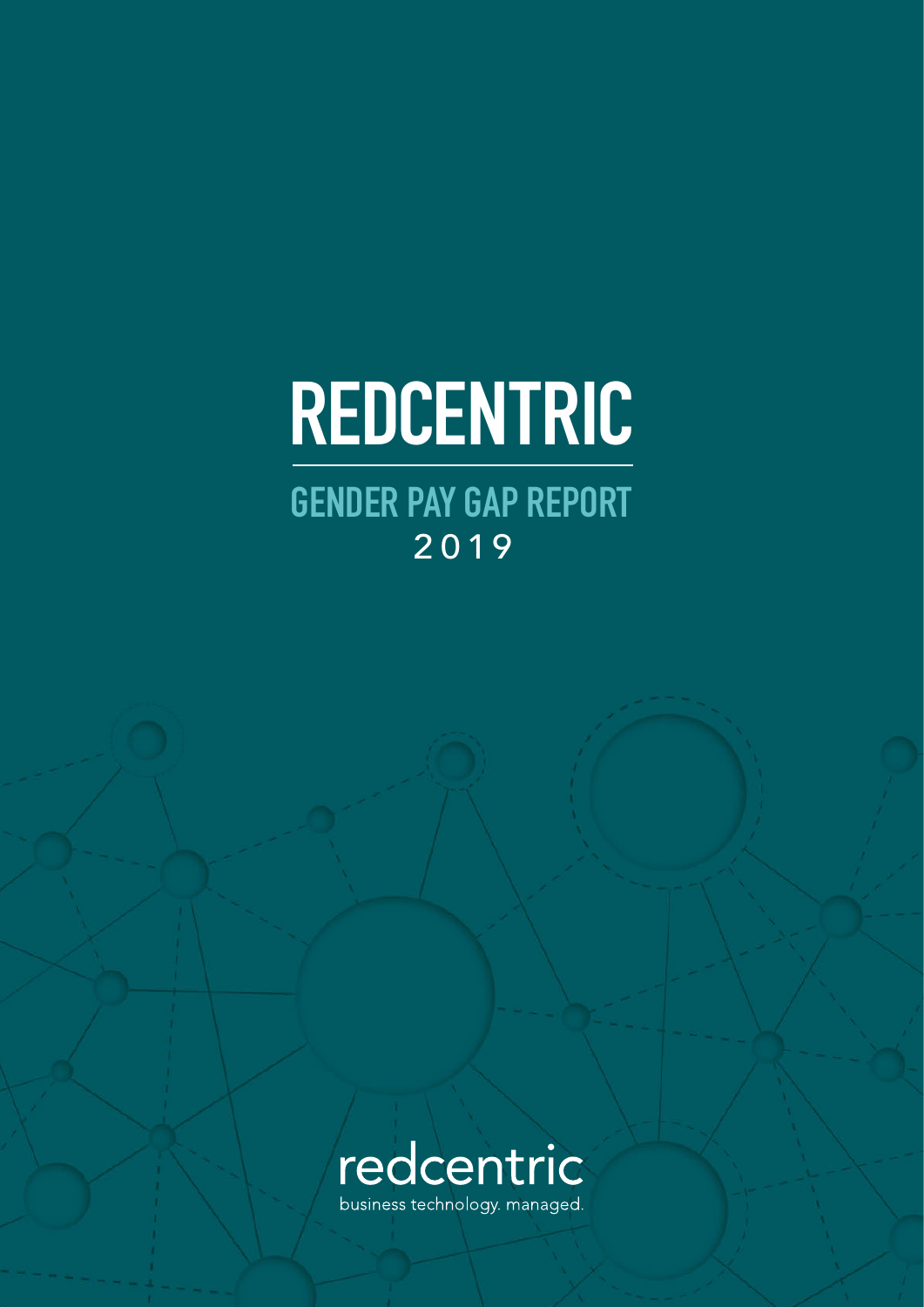# REDCENTRIC

## GENDER PAY GAP REPORT

2019

redcentric

business technology. managed.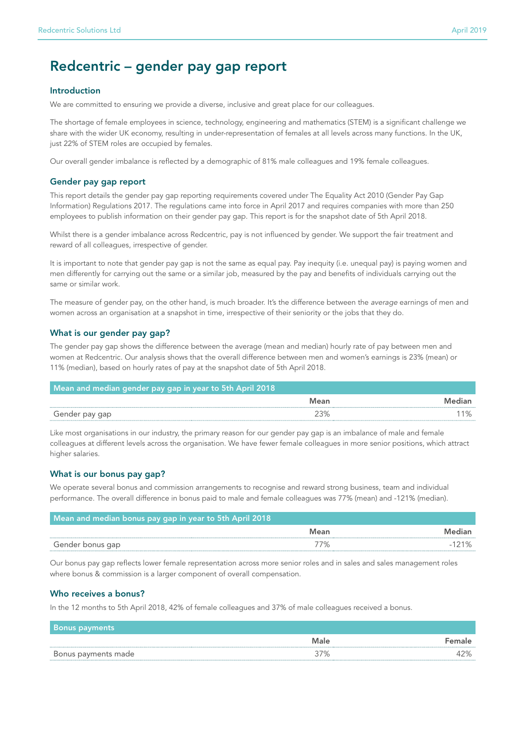# Redcentric – gender pay gap report

## Introduction

We are committed to ensuring we provide a diverse, inclusive and great place for our colleagues.

The shortage of female employees in science, technology, engineering and mathematics (STEM) is a significant challenge we share with the wider UK economy, resulting in under-representation of females at all levels across many functions. In the UK, just 22% of STEM roles are occupied by females.

Our overall gender imbalance is reflected by a demographic of 81% male colleagues and 19% female colleagues.

## Gender pay gap report

This report details the gender pay gap reporting requirements covered under The Equality Act 2010 (Gender Pay Gap Information) Regulations 2017. The regulations came into force in April 2017 and requires companies with more than 250 employees to publish information on their gender pay gap. This report is for the snapshot date of 5th April 2018.

Whilst there is a gender imbalance across Redcentric, pay is not influenced by gender. We support the fair treatment and reward of all colleagues, irrespective of gender.

It is important to note that gender pay gap is not the same as equal pay. Pay inequity (i.e. unequal pay) is paying women and men differently for carrying out the same or a similar job, measured by the pay and benefits of individuals carrying out the same or similar work.

The measure of gender pay, on the other hand, is much broader. It's the difference between the *average* earnings of men and women across an organisation at a snapshot in time, irrespective of their seniority or the jobs that they do.

## What is our gender pay gap?

The gender pay gap shows the difference between the average (mean and median) hourly rate of pay between men and women at Redcentric. Our analysis shows that the overall difference between men and women's earnings is 23% (mean) or 11% (median), based on hourly rates of pay at the snapshot date of 5th April 2018.

| Mean and median gender pay gap in year to 5th April 2018 | Mean | Median |
|---|---|---|
| Gender pay gap | 23% | 11% |

Like most organisations in our industry, the primary reason for our gender pay gap is an imbalance of male and female colleagues at different levels across the organisation. We have fewer female colleagues in more senior positions, which attract higher salaries.

## What is our bonus pay gap?

We operate several bonus and commission arrangements to recognise and reward strong business, team and individual performance. The overall difference in bonus paid to male and female colleagues was 77% (mean) and -121% (median).

| Mean and median bonus pay gap in year to 5th April 2018 | Mean | Median |
|---|---|---|
| Gender bonus gap | 77% | -121% |

Our bonus pay gap reflects lower female representation across more senior roles and in sales and sales management roles where bonus & commission is a larger component of overall compensation.

## Who receives a bonus?

In the 12 months to 5th April 2018, 42% of female colleagues and 37% of male colleagues received a bonus.

| Bonus payments | Male | Female |
|---|---|---|
| Bonus payments made | 37% | 42% |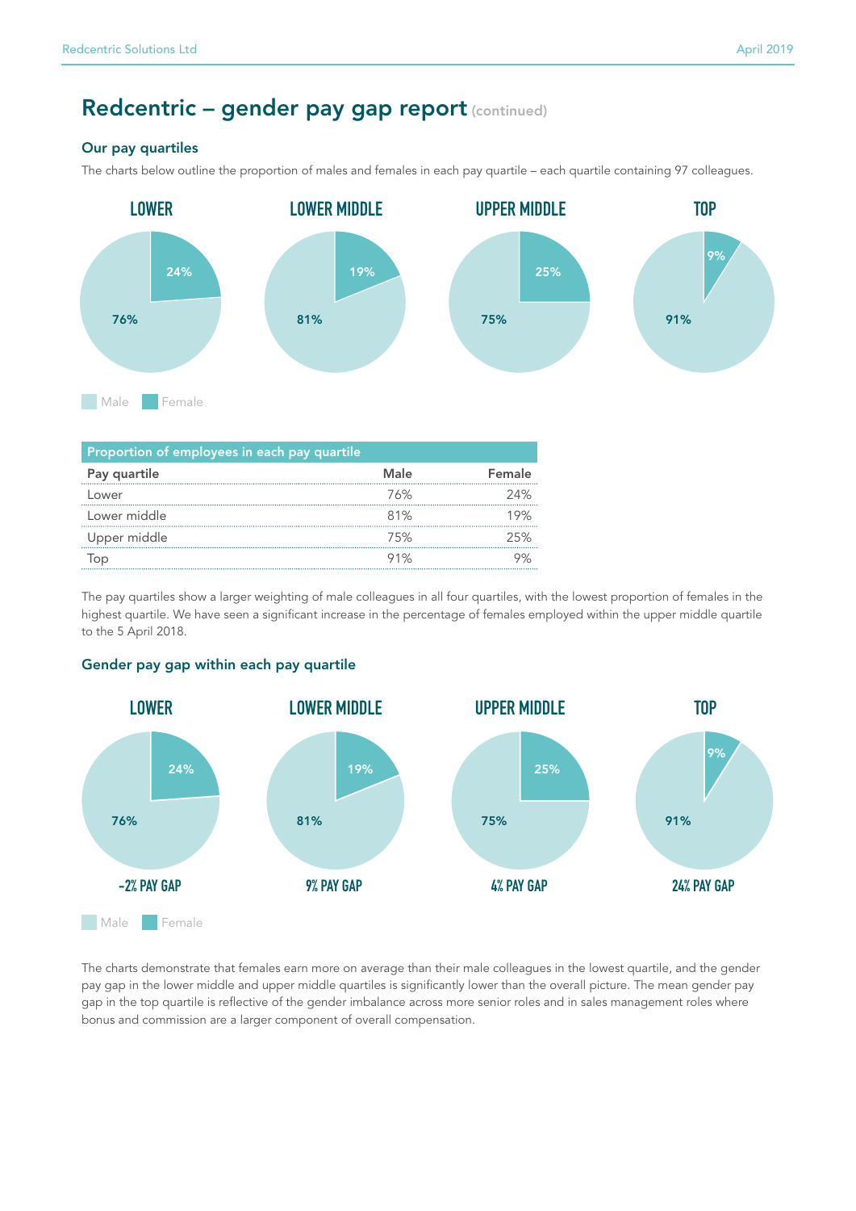# Redcentric – gender pay gap report (continued)

## Our pay quartiles

The charts below outline the proportion of males and females in each pay quartile – each quartile containing 97 colleagues.

LOWER — Male 76%, Female 24%

LOWER MIDDLE — Male 81%, Female 19%

UPPER MIDDLE — Male 75%, Female 25%

TOP — Male 91%, Female 9%

Male Female

| Proportion of employees in each pay quartile | | |
|---|---|---|
| Pay quartile | Male | Female |
| Lower | 76% | 24% |
| Lower middle | 81% | 19% |
| Upper middle | 75% | 25% |
| Top | 91% | 9% |

The pay quartiles show a larger weighting of male colleagues in all four quartiles, with the lowest proportion of females in the highest quartile. We have seen a significant increase in the percentage of females employed within the upper middle quartile to the 5 April 2018.

## Gender pay gap within each pay quartile

LOWER — Male 76%, Female 24% — -2% PAY GAP

LOWER MIDDLE — Male 81%, Female 19% — 9% PAY GAP

UPPER MIDDLE — Male 75%, Female 25% — 4% PAY GAP

TOP — Male 91%, Female 9% — 24% PAY GAP

Male Female

The charts demonstrate that females earn more on average than their male colleagues in the lowest quartile, and the gender pay gap in the lower middle and upper middle quartiles is significantly lower than the overall picture. The mean gender pay gap in the top quartile is reflective of the gender imbalance across more senior roles and in sales management roles where bonus and commission are a larger component of overall compensation.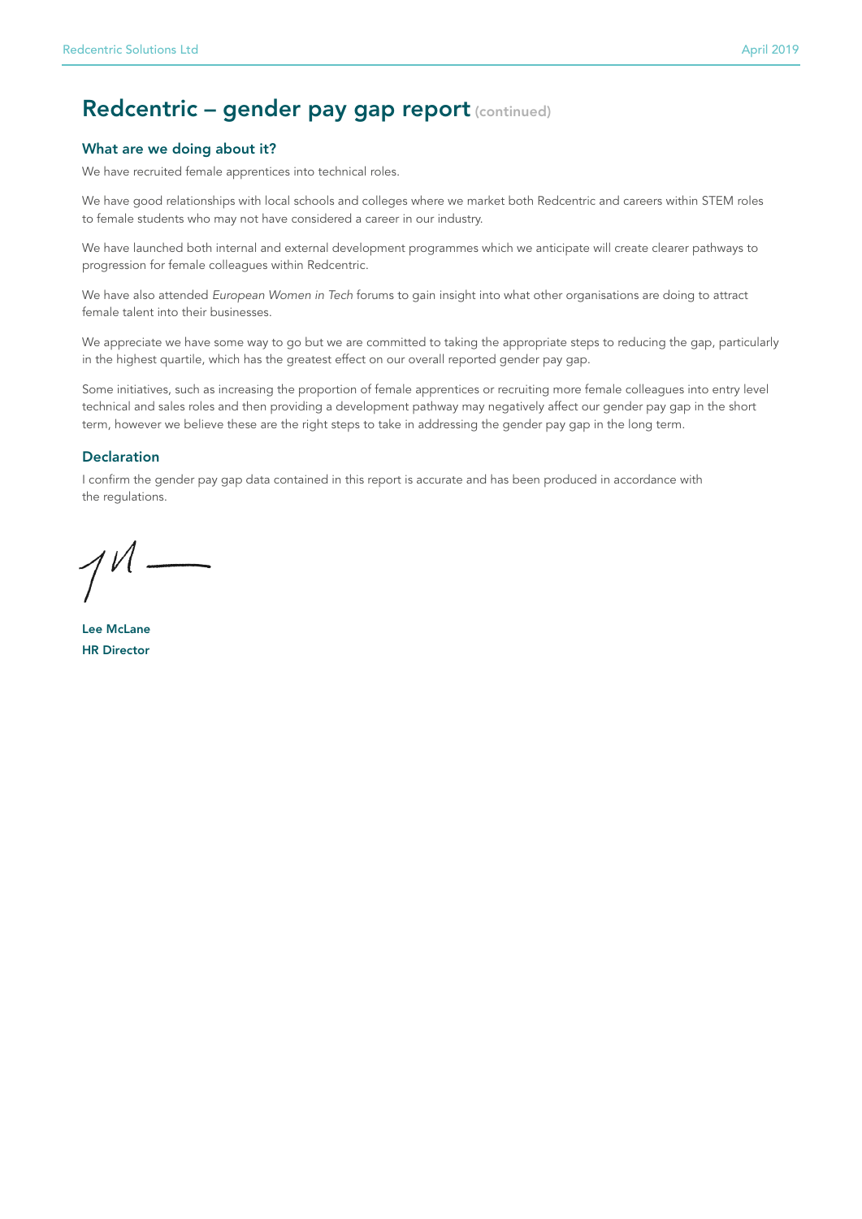# Redcentric – gender pay gap report (continued)

### What are we doing about it?

We have recruited female apprentices into technical roles.

We have good relationships with local schools and colleges where we market both Redcentric and careers within STEM roles to female students who may not have considered a career in our industry.

We have launched both internal and external development programmes which we anticipate will create clearer pathways to progression for female colleagues within Redcentric.

We have also attended *European Women in Tech* forums to gain insight into what other organisations are doing to attract female talent into their businesses.

We appreciate we have some way to go but we are committed to taking the appropriate steps to reducing the gap, particularly in the highest quartile, which has the greatest effect on our overall reported gender pay gap.

Some initiatives, such as increasing the proportion of female apprentices or recruiting more female colleagues into entry level technical and sales roles and then providing a development pathway may negatively affect our gender pay gap in the short term, however we believe these are the right steps to take in addressing the gender pay gap in the long term.

### Declaration

I confirm the gender pay gap data contained in this report is accurate and has been produced in accordance with the regulations.

**Lee McLane**
**HR Director**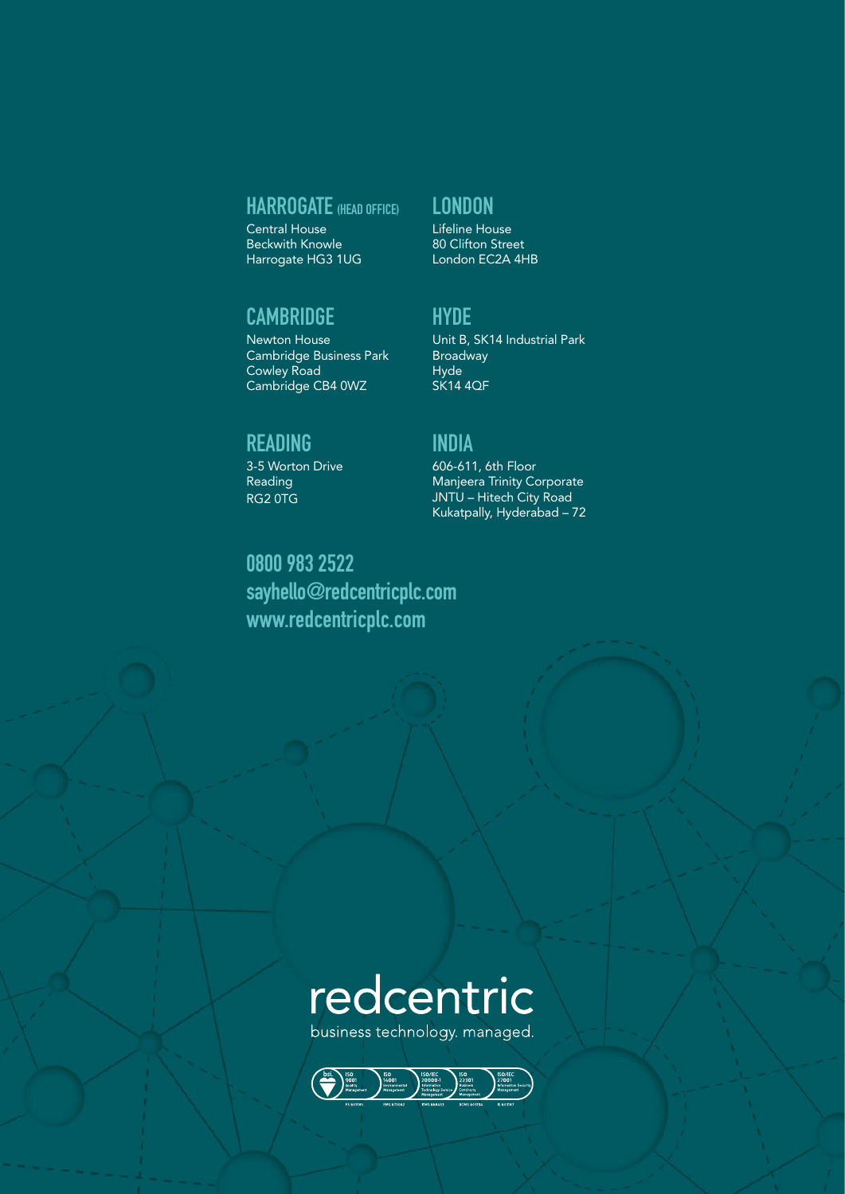## HARROGATE (HEAD OFFICE)

Central House
Beckwith Knowle
Harrogate HG3 1UG

## LONDON

Lifeline House
80 Clifton Street
London EC2A 4HB

## CAMBRIDGE

Newton House
Cambridge Business Park
Cowley Road
Cambridge CB4 0WZ

## HYDE

Unit B, SK14 Industrial Park
Broadway
Hyde
SK14 4QF

## READING

3-5 Worton Drive
Reading
RG2 0TG

## INDIA

606-611, 6th Floor
Manjeera Trinity Corporate
JNTU – Hitech City Road
Kukatpally, Hyderabad – 72

**0800 983 2522**
**sayhello@redcentricplc.com**
**www.redcentricplc.com**

redcentric
business technology. managed.

ISO 9001 Quality Management FS 603595 | ISO 14001 Environmental Management EMS 673062 | ISO/IEC 20000-1 Information Technology Service Management ITMS 608633 | ISO 22301 Business Continuity Management BCMS 601586 | ISO/IEC 27001 Information Security Management IS 603387